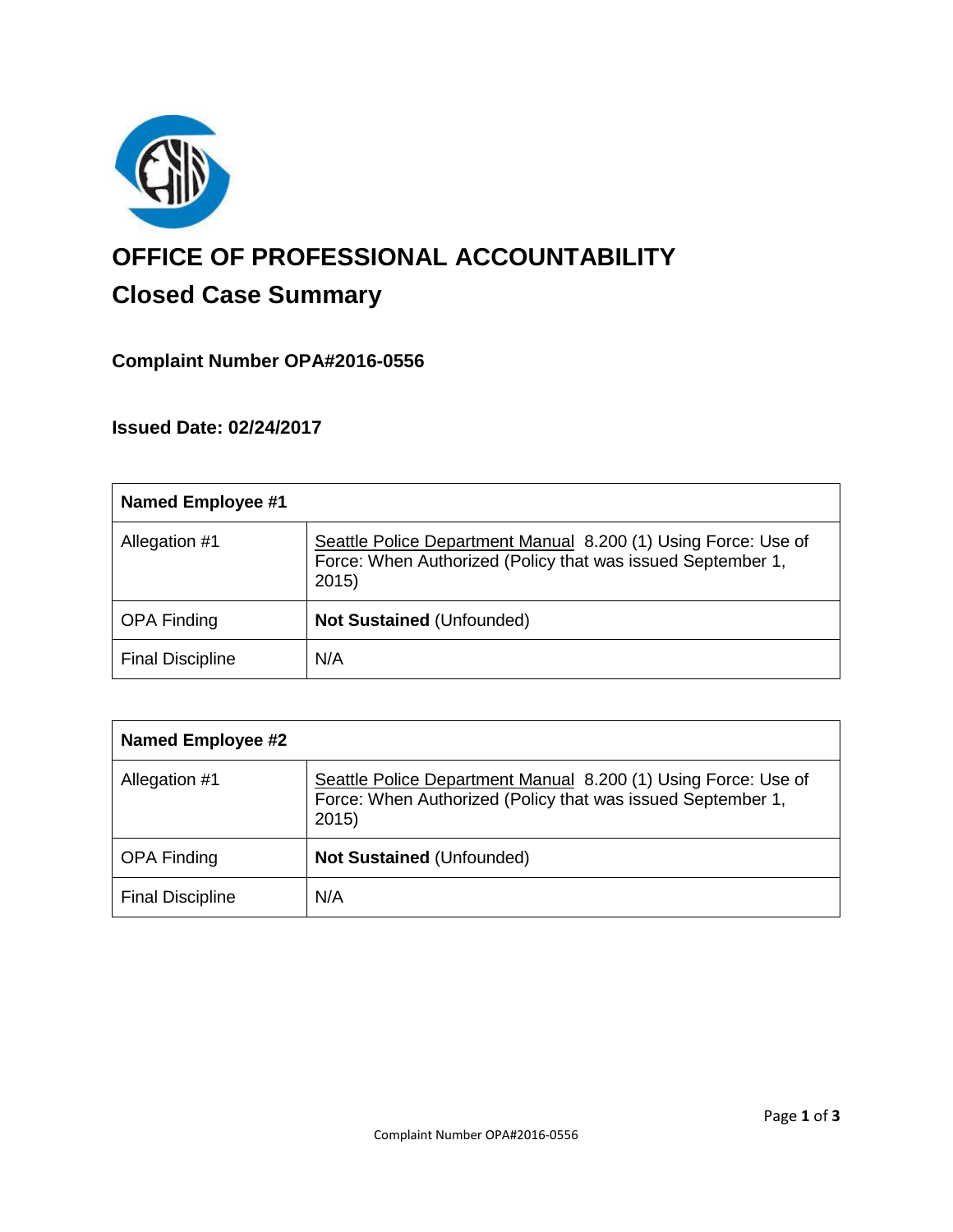# OFFICE OF PROFESSIONAL ACCOUNTABILITY

## Closed Case Summary

### Complaint Number OPA#2016-0556

### Issued Date: 02/24/2017

| Named Employee #1 | |
|---|---|
| Allegation #1 | Seattle Police Department Manual 8.200 (1) Using Force: Use of Force: When Authorized (Policy that was issued September 1, 2015) |
| OPA Finding | **Not Sustained** (Unfounded) |
| Final Discipline | N/A |

| Named Employee #2 | |
|---|---|
| Allegation #1 | Seattle Police Department Manual 8.200 (1) Using Force: Use of Force: When Authorized (Policy that was issued September 1, 2015) |
| OPA Finding | **Not Sustained** (Unfounded) |
| Final Discipline | N/A |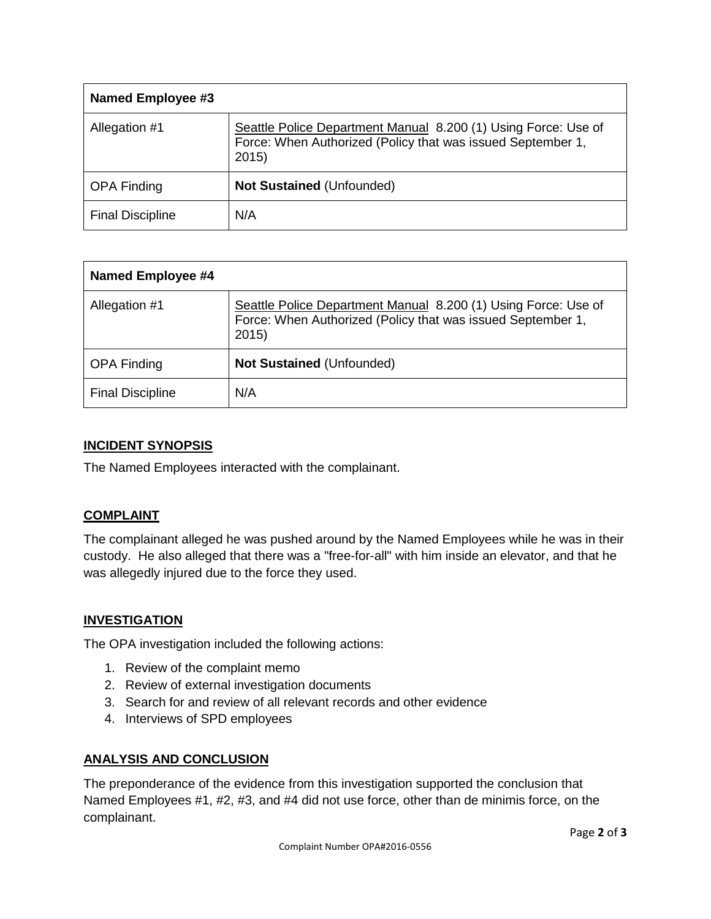| **Named Employee #3** | |
|---|---|
| Allegation #1 | Seattle Police Department Manual 8.200 (1) Using Force: Use of Force: When Authorized (Policy that was issued September 1, 2015) |
| OPA Finding | **Not Sustained** (Unfounded) |
| Final Discipline | N/A |

| **Named Employee #4** | |
|---|---|
| Allegation #1 | Seattle Police Department Manual 8.200 (1) Using Force: Use of Force: When Authorized (Policy that was issued September 1, 2015) |
| OPA Finding | **Not Sustained** (Unfounded) |
| Final Discipline | N/A |

## INCIDENT SYNOPSIS

The Named Employees interacted with the complainant.

## COMPLAINT

The complainant alleged he was pushed around by the Named Employees while he was in their custody. He also alleged that there was a "free-for-all" with him inside an elevator, and that he was allegedly injured due to the force they used.

## INVESTIGATION

The OPA investigation included the following actions:

1. Review of the complaint memo
2. Review of external investigation documents
3. Search for and review of all relevant records and other evidence
4. Interviews of SPD employees

## ANALYSIS AND CONCLUSION

The preponderance of the evidence from this investigation supported the conclusion that Named Employees #1, #2, #3, and #4 did not use force, other than de minimis force, on the complainant.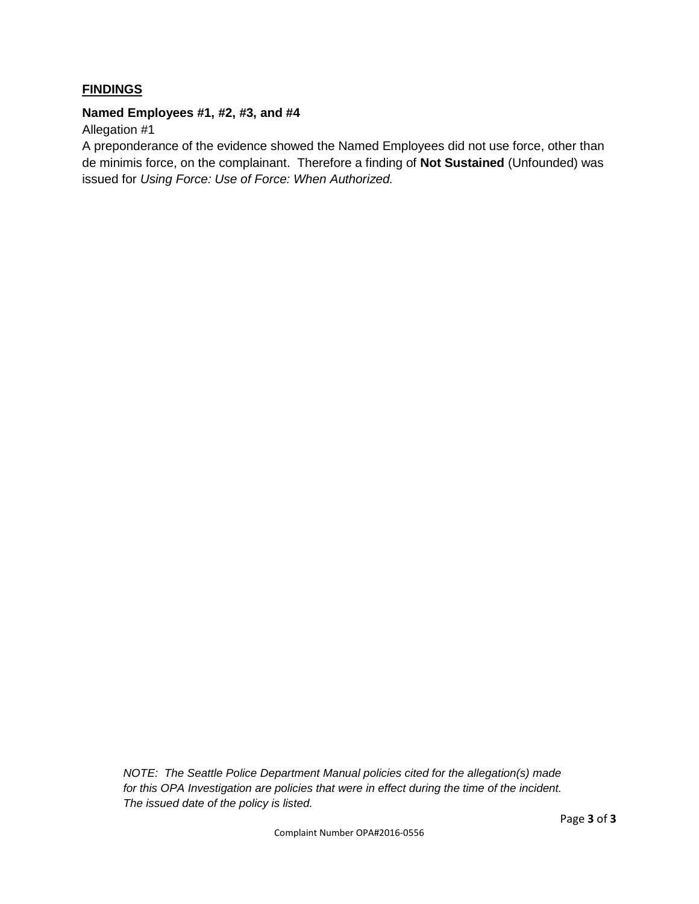## FINDINGS

**Named Employees #1, #2, #3, and #4**

Allegation #1

A preponderance of the evidence showed the Named Employees did not use force, other than de minimis force, on the complainant. Therefore a finding of **Not Sustained** (Unfounded) was issued for *Using Force: Use of Force: When Authorized.*

*NOTE: The Seattle Police Department Manual policies cited for the allegation(s) made for this OPA Investigation are policies that were in effect during the time of the incident. The issued date of the policy is listed.*

Complaint Number OPA#2016-0556